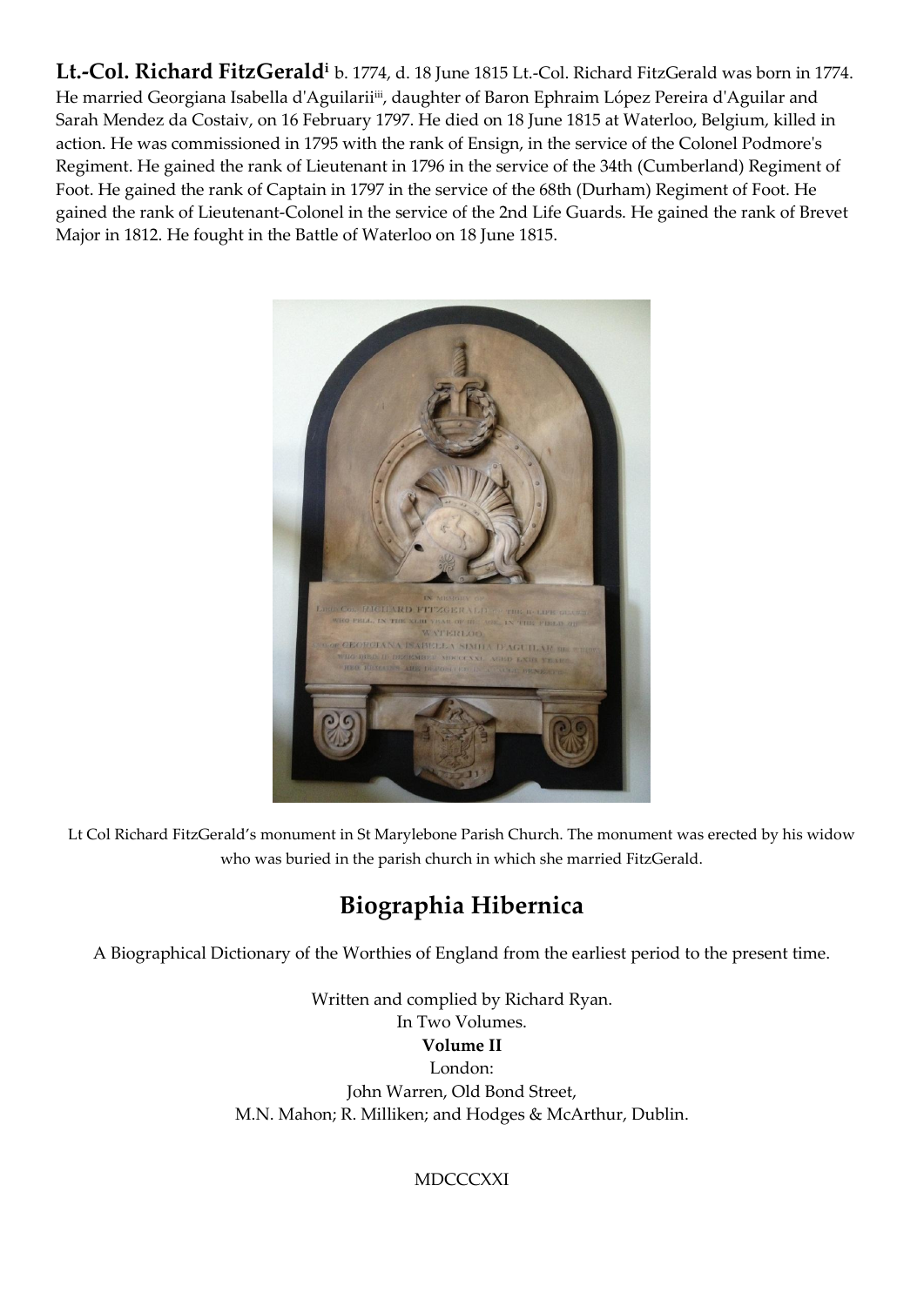**Lt.-Col. Richard FitzGerald**[i] b. 1774, d. 18 June 1815 Lt.-Col. Richard FitzGerald was born in 1774. He married Georgiana Isabella d'Aguilar[iii], daughter of Baron Ephraim López Pereira d'Aguilar and Sarah Mendez da Costa[iv], on 16 February 1797. He died on 18 June 1815 at Waterloo, Belgium, killed in action. He was commissioned in 1795 with the rank of Ensign, in the service of the Colonel Podmore's Regiment. He gained the rank of Lieutenant in 1796 in the service of the 34th (Cumberland) Regiment of Foot. He gained the rank of Captain in 1797 in the service of the 68th (Durham) Regiment of Foot. He gained the rank of Lieutenant-Colonel in the service of the 2nd Life Guards. He gained the rank of Brevet Major in 1812. He fought in the Battle of Waterloo on 18 June 1815.

Lt Col Richard FitzGerald's monument in St Marylebone Parish Church. The monument was erected by his widow who was buried in the parish church in which she married FitzGerald.

## Biographia Hibernica

A Biographical Dictionary of the Worthies of England from the earliest period to the present time.

Written and complied by Richard Ryan.
In Two Volumes.
**Volume II**
London:
John Warren, Old Bond Street,
M.N. Mahon; R. Milliken; and Hodges & McArthur, Dublin.

MDCCCXXI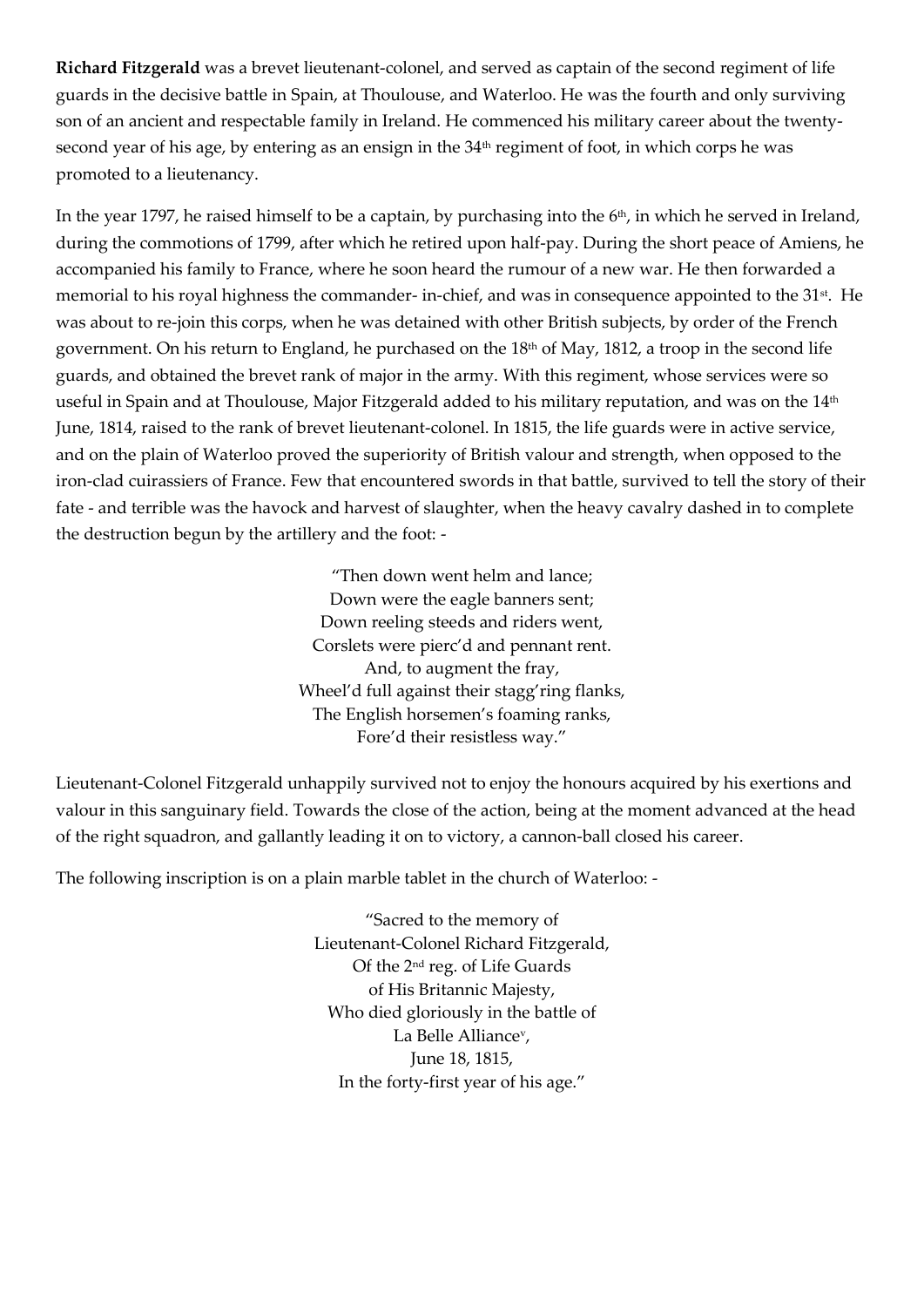**Richard Fitzgerald** was a brevet lieutenant-colonel, and served as captain of the second regiment of life guards in the decisive battle in Spain, at Thoulouse, and Waterloo. He was the fourth and only surviving son of an ancient and respectable family in Ireland. He commenced his military career about the twenty-second year of his age, by entering as an ensign in the 34th regiment of foot, in which corps he was promoted to a lieutenancy.

In the year 1797, he raised himself to be a captain, by purchasing into the 6th, in which he served in Ireland, during the commotions of 1799, after which he retired upon half-pay. During the short peace of Amiens, he accompanied his family to France, where he soon heard the rumour of a new war. He then forwarded a memorial to his royal highness the commander- in-chief, and was in consequence appointed to the 31st. He was about to re-join this corps, when he was detained with other British subjects, by order of the French government. On his return to England, he purchased on the 18th of May, 1812, a troop in the second life guards, and obtained the brevet rank of major in the army. With this regiment, whose services were so useful in Spain and at Thoulouse, Major Fitzgerald added to his military reputation, and was on the 14th June, 1814, raised to the rank of brevet lieutenant-colonel. In 1815, the life guards were in active service, and on the plain of Waterloo proved the superiority of British valour and strength, when opposed to the iron-clad cuirassiers of France. Few that encountered swords in that battle, survived to tell the story of their fate - and terrible was the havock and harvest of slaughter, when the heavy cavalry dashed in to complete the destruction begun by the artillery and the foot: -

> "Then down went helm and lance;
> Down were the eagle banners sent;
> Down reeling steeds and riders went,
> Corslets were pierc'd and pennant rent.
> And, to augment the fray,
> Wheel'd full against their stagg'ring flanks,
> The English horsemen's foaming ranks,
> Forc'd their resistless way."

Lieutenant-Colonel Fitzgerald unhappily survived not to enjoy the honours acquired by his exertions and valour in this sanguinary field. Towards the close of the action, being at the moment advanced at the head of the right squadron, and gallantly leading it on to victory, a cannon-ball closed his career.

The following inscription is on a plain marble tablet in the church of Waterloo: -

> "Sacred to the memory of
> Lieutenant-Colonel Richard Fitzgerald,
> Of the 2nd reg. of Life Guards
> of His Britannic Majesty,
> Who died gloriously in the battle of
> La Belle Alliance[v],
> June 18, 1815,
> In the forty-first year of his age."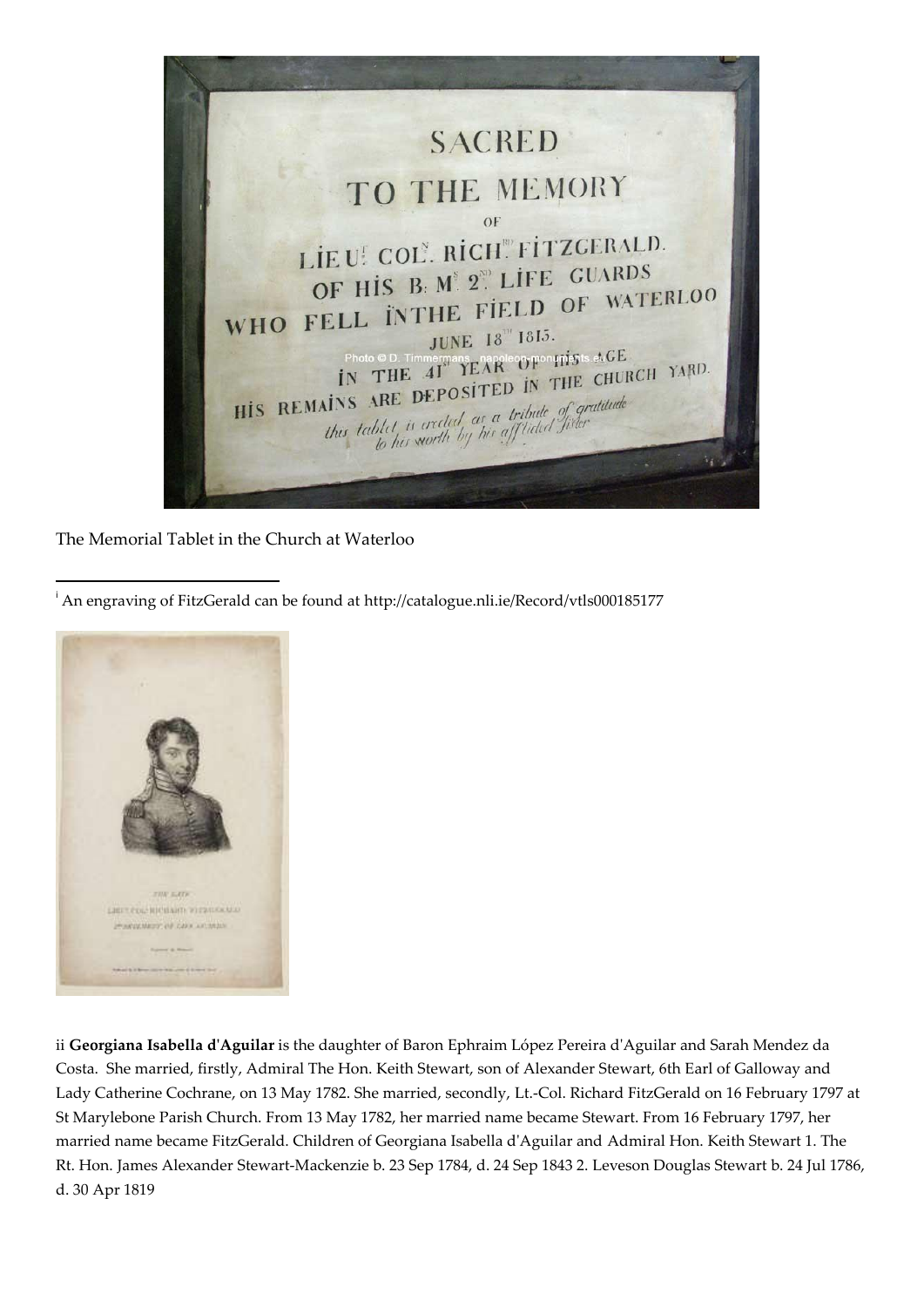The Memorial Tablet in the Church at Waterloo

[i] An engraving of FitzGerald can be found at http://catalogue.nli.ie/Record/vtls000185177

ii **Georgiana Isabella d'Aguilar** is the daughter of Baron Ephraim López Pereira d'Aguilar and Sarah Mendez da Costa. She married, firstly, Admiral The Hon. Keith Stewart, son of Alexander Stewart, 6th Earl of Galloway and Lady Catherine Cochrane, on 13 May 1782. She married, secondly, Lt.-Col. Richard FitzGerald on 16 February 1797 at St Marylebone Parish Church. From 13 May 1782, her married name became Stewart. From 16 February 1797, her married name became FitzGerald. Children of Georgiana Isabella d'Aguilar and Admiral Hon. Keith Stewart 1. The Rt. Hon. James Alexander Stewart-Mackenzie b. 23 Sep 1784, d. 24 Sep 1843 2. Leveson Douglas Stewart b. 24 Jul 1786, d. 30 Apr 1819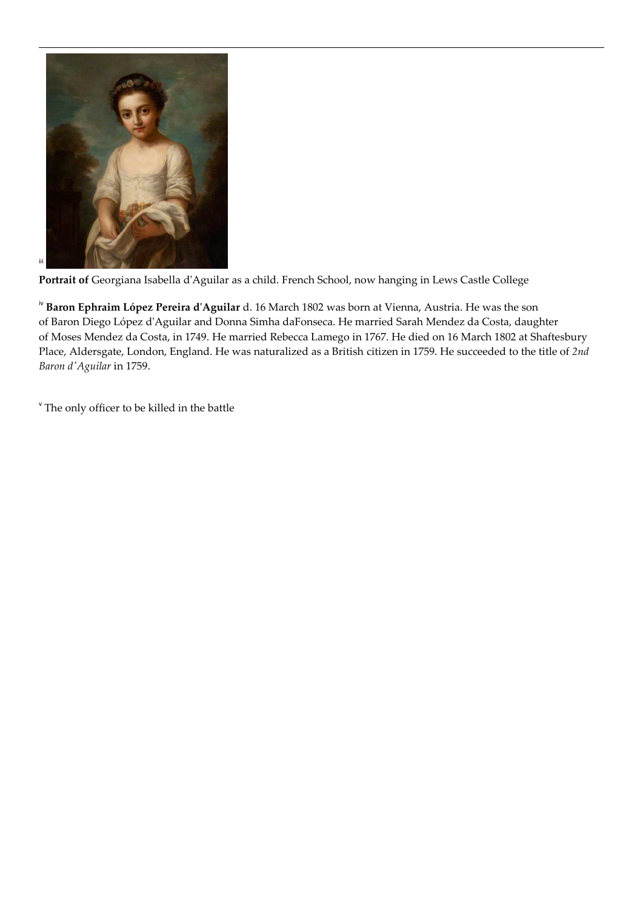[iii]

**Portrait of** Georgiana Isabella d'Aguilar as a child. French School, now hanging in Lews Castle College

[iv] **Baron Ephraim López Pereira d'Aguilar** d. 16 March 1802 was born at Vienna, Austria. He was the son of Baron Diego López d'Aguilar and Donna Simha daFonseca. He married Sarah Mendez da Costa, daughter of Moses Mendez da Costa, in 1749. He married Rebecca Lamego in 1767. He died on 16 March 1802 at Shaftesbury Place, Aldersgate, London, England. He was naturalized as a British citizen in 1759. He succeeded to the title of *2nd Baron d'Aguilar* in 1759.

[v] The only officer to be killed in the battle